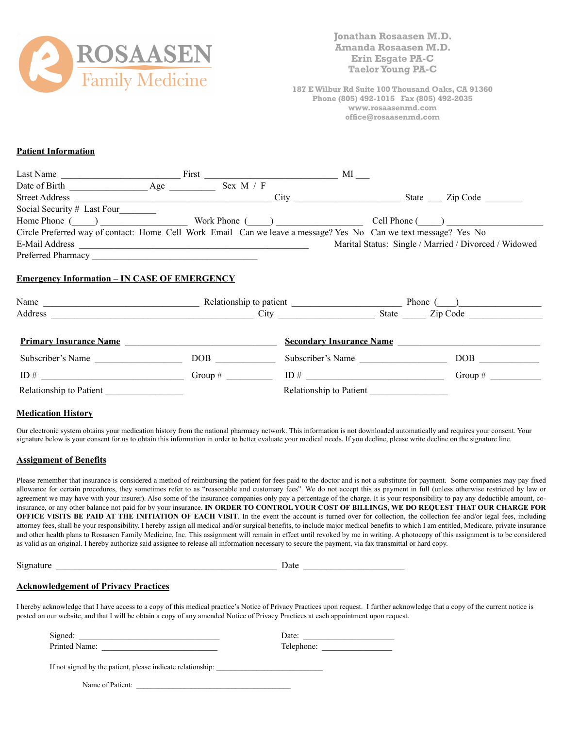# ROSAASEN Family Medicine

**Jonathan Rosaasen M.D.**
**Amanda Rosaasen M.D.**
**Erin Esgate PA-C**
**Taelor Young PA-C**

**187 E Wilbur Rd Suite 100 Thousand Oaks, CA 91360**
**Phone (805) 492-1015 Fax (805) 492-2035**
**www.rosaasenmd.com**
**office@rosaasenmd.com**

## Patient Information

Last Name ________________________ First ___________________________ MI ___

Date of Birth ________________ Age _________ Sex M / F

Street Address ________________________________________ City _____________________ State ___ Zip Code ________

Social Security # Last Four________

Home Phone (_____) ___________________ Work Phone (_____) __________________ Cell Phone (_____) ____________________

Circle Preferred way of contact: Home Cell Work Email Can we leave a message? Yes No Can we text message? Yes No

E-Mail Address ______________________________________________ Marital Status: Single / Married / Divorced / Widowed

Preferred Pharmacy _________________________________

## Emergency Information – IN CASE OF EMERGENCY

Name _______________________________ Relationship to patient ______________________ Phone (____)_________________

Address ________________________________________ City ___________________ State _____ Zip Code _______________

**Primary Insurance Name** ______________________________

Subscriber's Name __________________ DOB ____________

ID # ______________________________ Group # __________

Relationship to Patient ________________

**Secondary Insurance Name** ______________________________

Subscriber's Name __________________ DOB ____________

ID # ______________________________ Group # ___________

Relationship to Patient ________________

## Medication History

Our electronic system obtains your medication history from the national pharmacy network. This information is not downloaded automatically and requires your consent. Your signature below is your consent for us to obtain this information in order to better evaluate your medical needs. If you decline, please write decline on the signature line.

## Assignment of Benefits

Please remember that insurance is considered a method of reimbursing the patient for fees paid to the doctor and is not a substitute for payment. Some companies may pay fixed allowance for certain procedures, they sometimes refer to as "reasonable and customary fees". We do not accept this as payment in full (unless otherwise restricted by law or agreement we may have with your insurer). Also some of the insurance companies only pay a percentage of the charge. It is your responsibility to pay any deductible amount, co-insurance, or any other balance not paid for by your insurance. **IN ORDER TO CONTROL YOUR COST OF BILLINGS, WE DO REQUEST THAT OUR CHARGE FOR OFFICE VISITS BE PAID AT THE INITIATION OF EACH VISIT**. In the event the account is turned over for collection, the collection fee and/or legal fees, including attorney fees, shall be your responsibility. I hereby assign all medical and/or surgical benefits, to include major medical benefits to which I am entitled, Medicare, private insurance and other health plans to Rosaasen Family Medicine, Inc. This assignment will remain in effect until revoked by me in writing. A photocopy of this assignment is to be considered as valid as an original. I hereby authorize said assignee to release all information necessary to secure the payment, via fax transmittal or hard copy.

Signature _______________________________________________ Date _____________________

## Acknowledgement of Privacy Practices

I hereby acknowledge that I have access to a copy of this medical practice's Notice of Privacy Practices upon request. I further acknowledge that a copy of the current notice is posted on our website, and that I will be obtain a copy of any amended Notice of Privacy Practices at each appointment upon request.

Signed: _________________________________ Date: _____________________

Printed Name: ___________________________ Telephone: ________________

If not signed by the patient, please indicate relationship: ___________________________

Name of Patient: ________________________________________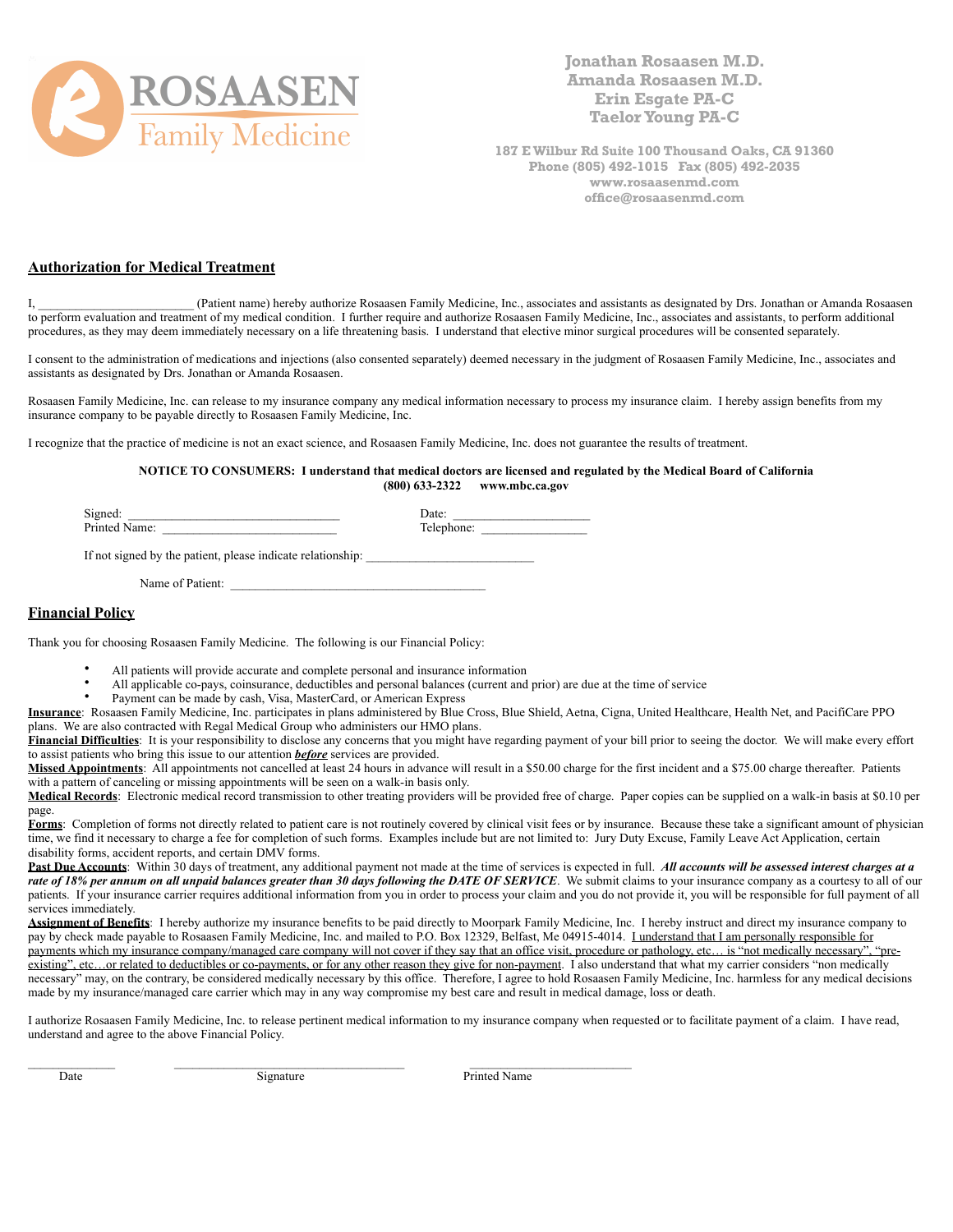ROSAASEN Family Medicine

Jonathan Rosaasen M.D.
Amanda Rosaasen M.D.
Erin Esgate PA-C
Taelor Young PA-C

187 E Wilbur Rd Suite 100 Thousand Oaks, CA 91360
Phone (805) 492-1015 Fax (805) 492-2035
www.rosaasenmd.com
office@rosaasenmd.com

## Authorization for Medical Treatment

I, ________________________ (Patient name) hereby authorize Rosaasen Family Medicine, Inc., associates and assistants as designated by Drs. Jonathan or Amanda Rosaasen to perform evaluation and treatment of my medical condition. I further require and authorize Rosaasen Family Medicine, Inc., associates and assistants, to perform additional procedures, as they may deem immediately necessary on a life threatening basis. I understand that elective minor surgical procedures will be consented separately.

I consent to the administration of medications and injections (also consented separately) deemed necessary in the judgment of Rosaasen Family Medicine, Inc., associates and assistants as designated by Drs. Jonathan or Amanda Rosaasen.

Rosaasen Family Medicine, Inc. can release to my insurance company any medical information necessary to process my insurance claim. I hereby assign benefits from my insurance company to be payable directly to Rosaasen Family Medicine, Inc.

I recognize that the practice of medicine is not an exact science, and Rosaasen Family Medicine, Inc. does not guarantee the results of treatment.

**NOTICE TO CONSUMERS: I understand that medical doctors are licensed and regulated by the Medical Board of California (800) 633-2322 www.mbc.ca.gov**

Signed: _________________________________ Date: _____________________
Printed Name: ___________________________ Telephone: ________________

If not signed by the patient, please indicate relationship: __________________________

Name of Patient: ________________________________________

## Financial Policy

Thank you for choosing Rosaasen Family Medicine. The following is our Financial Policy:

- All patients will provide accurate and complete personal and insurance information
- All applicable co-pays, coinsurance, deductibles and personal balances (current and prior) are due at the time of service
- Payment can be made by cash, Visa, MasterCard, or American Express

**Insurance**: Rosaasen Family Medicine, Inc. participates in plans administered by Blue Cross, Blue Shield, Aetna, Cigna, United Healthcare, Health Net, and PacifiCare PPO plans. We are also contracted with Regal Medical Group who administers our HMO plans.

**Financial Difficulties**: It is your responsibility to disclose any concerns that you might have regarding payment of your bill prior to seeing the doctor. We will make every effort to assist patients who bring this issue to our attention ***before*** services are provided.

**Missed Appointments**: All appointments not cancelled at least 24 hours in advance will result in a $50.00 charge for the first incident and a $75.00 charge thereafter. Patients with a pattern of canceling or missing appointments will be seen on a walk-in basis only.

**Medical Records**: Electronic medical record transmission to other treating providers will be provided free of charge. Paper copies can be supplied on a walk-in basis at $0.10 per page.

**Forms**: Completion of forms not directly related to patient care is not routinely covered by clinical visit fees or by insurance. Because these take a significant amount of physician time, we find it necessary to charge a fee for completion of such forms. Examples include but are not limited to: Jury Duty Excuse, Family Leave Act Application, certain disability forms, accident reports, and certain DMV forms.

**Past Due Accounts**: Within 30 days of treatment, any additional payment not made at the time of services is expected in full. ***All accounts will be assessed interest charges at a rate of 18% per annum on all unpaid balances greater than 30 days following the DATE OF SERVICE***. We submit claims to your insurance company as a courtesy to all of our patients. If your insurance carrier requires additional information from you in order to process your claim and you do not provide it, you will be responsible for full payment of all services immediately.

**Assignment of Benefits**: I hereby authorize my insurance benefits to be paid directly to Moorpark Family Medicine, Inc. I hereby instruct and direct my insurance company to pay by check made payable to Rosaasen Family Medicine, Inc. and mailed to P.O. Box 12329, Belfast, Me 04915-4014. I understand that I am personally responsible for payments which my insurance company/managed care company will not cover if they say that an office visit, procedure or pathology, etc… is "not medically necessary", "pre-existing", etc…or related to deductibles or co-payments, or for any other reason they give for non-payment. I also understand that what my carrier considers "non medically necessary" may, on the contrary, be considered medically necessary by this office. Therefore, I agree to hold Rosaasen Family Medicine, Inc. harmless for any medical decisions made by my insurance/managed care carrier which may in any way compromise my best care and result in medical damage, loss or death.

I authorize Rosaasen Family Medicine, Inc. to release pertinent medical information to my insurance company when requested or to facilitate payment of a claim. I have read, understand and agree to the above Financial Policy.

______________ ____________________________________ _________________________
Date Signature Printed Name